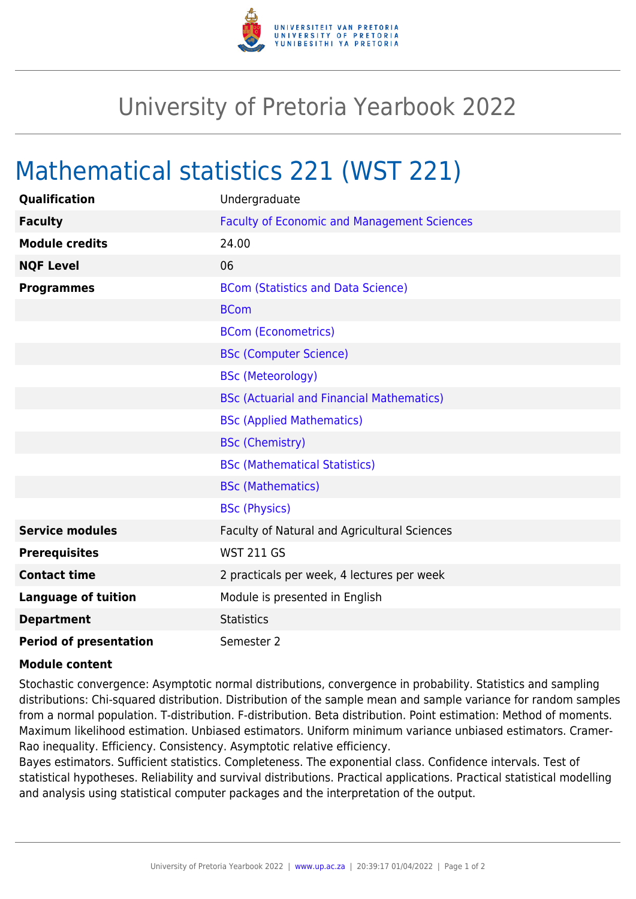# University of Pretoria Yearbook 2022

## Mathematical statistics 221 (WST 221)

| | |
|---|---|
| **Qualification** | Undergraduate |
| **Faculty** | Faculty of Economic and Management Sciences |
| **Module credits** | 24.00 |
| **NQF Level** | 06 |
| **Programmes** | BCom (Statistics and Data Science) |
| | BCom |
| | BCom (Econometrics) |
| | BSc (Computer Science) |
| | BSc (Meteorology) |
| | BSc (Actuarial and Financial Mathematics) |
| | BSc (Applied Mathematics) |
| | BSc (Chemistry) |
| | BSc (Mathematical Statistics) |
| | BSc (Mathematics) |
| | BSc (Physics) |
| **Service modules** | Faculty of Natural and Agricultural Sciences |
| **Prerequisites** | WST 211 GS |
| **Contact time** | 2 practicals per week, 4 lectures per week |
| **Language of tuition** | Module is presented in English |
| **Department** | Statistics |
| **Period of presentation** | Semester 2 |

**Module content**

Stochastic convergence: Asymptotic normal distributions, convergence in probability. Statistics and sampling distributions: Chi-squared distribution. Distribution of the sample mean and sample variance for random samples from a normal population. T-distribution. F-distribution. Beta distribution. Point estimation: Method of moments. Maximum likelihood estimation. Unbiased estimators. Uniform minimum variance unbiased estimators. Cramer-Rao inequality. Efficiency. Consistency. Asymptotic relative efficiency.
Bayes estimators. Sufficient statistics. Completeness. The exponential class. Confidence intervals. Test of statistical hypotheses. Reliability and survival distributions. Practical applications. Practical statistical modelling and analysis using statistical computer packages and the interpretation of the output.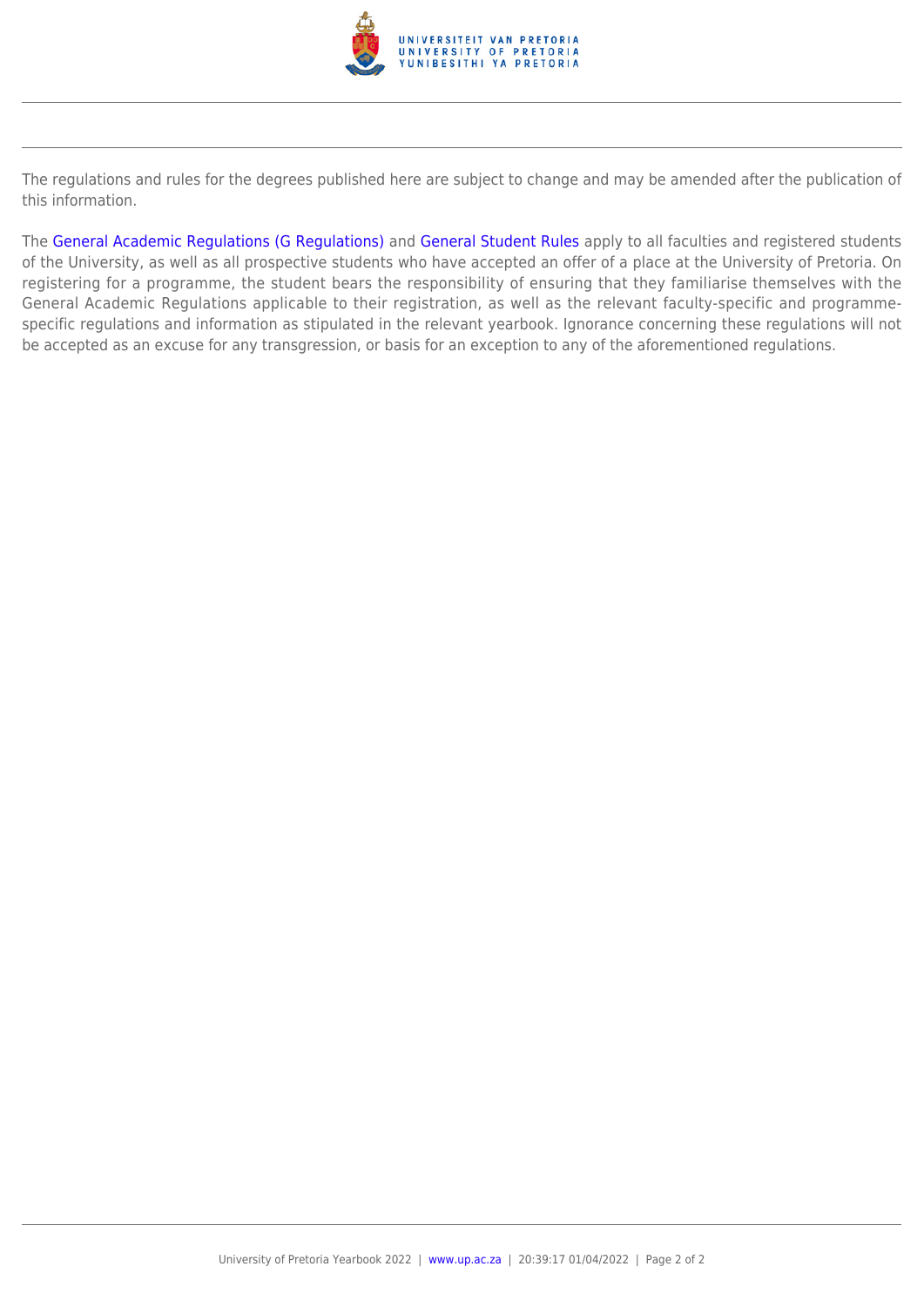The regulations and rules for the degrees published here are subject to change and may be amended after the publication of this information.

The General Academic Regulations (G Regulations) and General Student Rules apply to all faculties and registered students of the University, as well as all prospective students who have accepted an offer of a place at the University of Pretoria. On registering for a programme, the student bears the responsibility of ensuring that they familiarise themselves with the General Academic Regulations applicable to their registration, as well as the relevant faculty-specific and programme-specific regulations and information as stipulated in the relevant yearbook. Ignorance concerning these regulations will not be accepted as an excuse for any transgression, or basis for an exception to any of the aforementioned regulations.